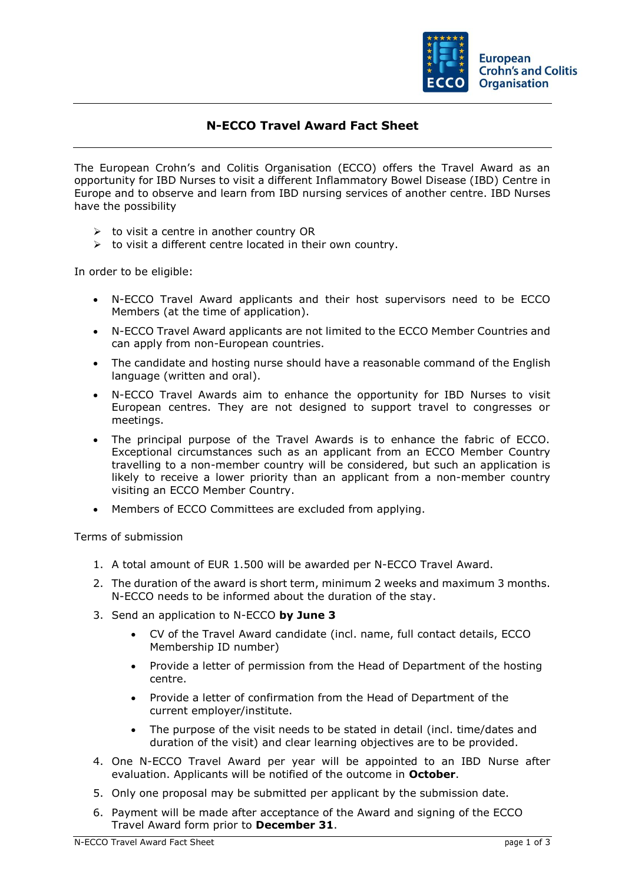European Crohn's and Colitis Organisation

# N-ECCO Travel Award Fact Sheet

The European Crohn's and Colitis Organisation (ECCO) offers the Travel Award as an opportunity for IBD Nurses to visit a different Inflammatory Bowel Disease (IBD) Centre in Europe and to observe and learn from IBD nursing services of another centre. IBD Nurses have the possibility

- to visit a centre in another country OR
- to visit a different centre located in their own country.

In order to be eligible:

- N-ECCO Travel Award applicants and their host supervisors need to be ECCO Members (at the time of application).
- N-ECCO Travel Award applicants are not limited to the ECCO Member Countries and can apply from non-European countries.
- The candidate and hosting nurse should have a reasonable command of the English language (written and oral).
- N-ECCO Travel Awards aim to enhance the opportunity for IBD Nurses to visit European centres. They are not designed to support travel to congresses or meetings.
- The principal purpose of the Travel Awards is to enhance the fabric of ECCO. Exceptional circumstances such as an applicant from an ECCO Member Country travelling to a non-member country will be considered, but such an application is likely to receive a lower priority than an applicant from a non-member country visiting an ECCO Member Country.
- Members of ECCO Committees are excluded from applying.

Terms of submission

1. A total amount of EUR 1.500 will be awarded per N-ECCO Travel Award.
2. The duration of the award is short term, minimum 2 weeks and maximum 3 months. N-ECCO needs to be informed about the duration of the stay.
3. Send an application to N-ECCO **by June 3**
   - CV of the Travel Award candidate (incl. name, full contact details, ECCO Membership ID number)
   - Provide a letter of permission from the Head of Department of the hosting centre.
   - Provide a letter of confirmation from the Head of Department of the current employer/institute.
   - The purpose of the visit needs to be stated in detail (incl. time/dates and duration of the visit) and clear learning objectives are to be provided.
4. One N-ECCO Travel Award per year will be appointed to an IBD Nurse after evaluation. Applicants will be notified of the outcome in **October**.
5. Only one proposal may be submitted per applicant by the submission date.
6. Payment will be made after acceptance of the Award and signing of the ECCO Travel Award form prior to **December 31**.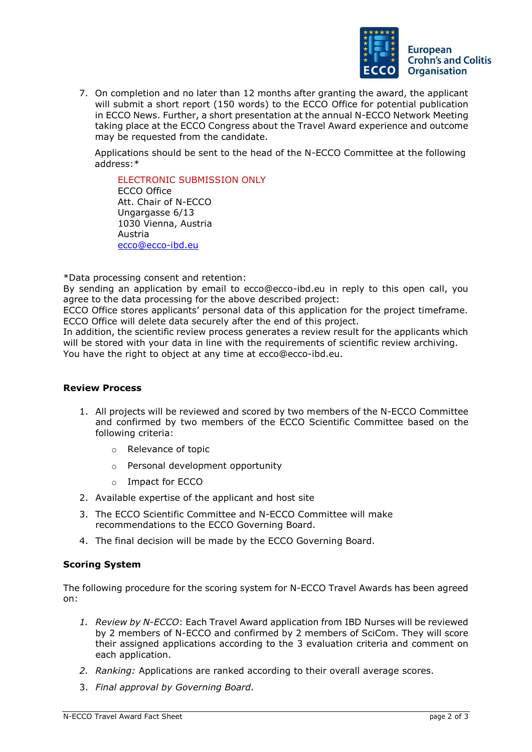7. On completion and no later than 12 months after granting the award, the applicant will submit a short report (150 words) to the ECCO Office for potential publication in ECCO News. Further, a short presentation at the annual N-ECCO Network Meeting taking place at the ECCO Congress about the Travel Award experience and outcome may be requested from the candidate.

   Applications should be sent to the head of the N-ECCO Committee at the following address:*

   > ELECTRONIC SUBMISSION ONLY
   > ECCO Office
   > Att. Chair of N-ECCO
   > Ungargasse 6/13
   > 1030 Vienna, Austria
   > Austria
   > ecco@ecco-ibd.eu

*Data processing consent and retention:
By sending an application by email to ecco@ecco-ibd.eu in reply to this open call, you agree to the data processing for the above described project:
ECCO Office stores applicants' personal data of this application for the project timeframe. ECCO Office will delete data securely after the end of this project.
In addition, the scientific review process generates a review result for the applicants which will be stored with your data in line with the requirements of scientific review archiving.
You have the right to object at any time at ecco@ecco-ibd.eu.

**Review Process**

1. All projects will be reviewed and scored by two members of the N-ECCO Committee and confirmed by two members of the ECCO Scientific Committee based on the following criteria:
   - Relevance of topic
   - Personal development opportunity
   - Impact for ECCO
2. Available expertise of the applicant and host site
3. The ECCO Scientific Committee and N-ECCO Committee will make recommendations to the ECCO Governing Board.
4. The final decision will be made by the ECCO Governing Board.

**Scoring System**

The following procedure for the scoring system for N-ECCO Travel Awards has been agreed on:

1. *Review by N-ECCO*: Each Travel Award application from IBD Nurses will be reviewed by 2 members of N-ECCO and confirmed by 2 members of SciCom. They will score their assigned applications according to the 3 evaluation criteria and comment on each application.
2. *Ranking:* Applications are ranked according to their overall average scores.
3. *Final approval by Governing Board.*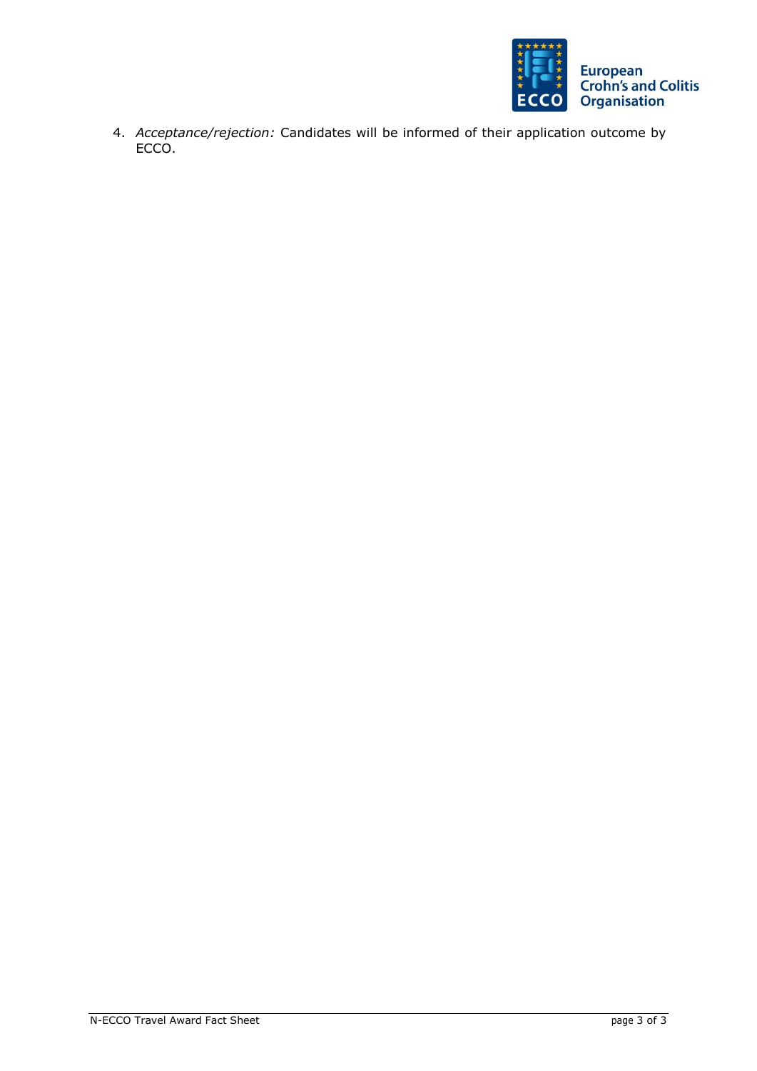4. *Acceptance/rejection:* Candidates will be informed of their application outcome by ECCO.